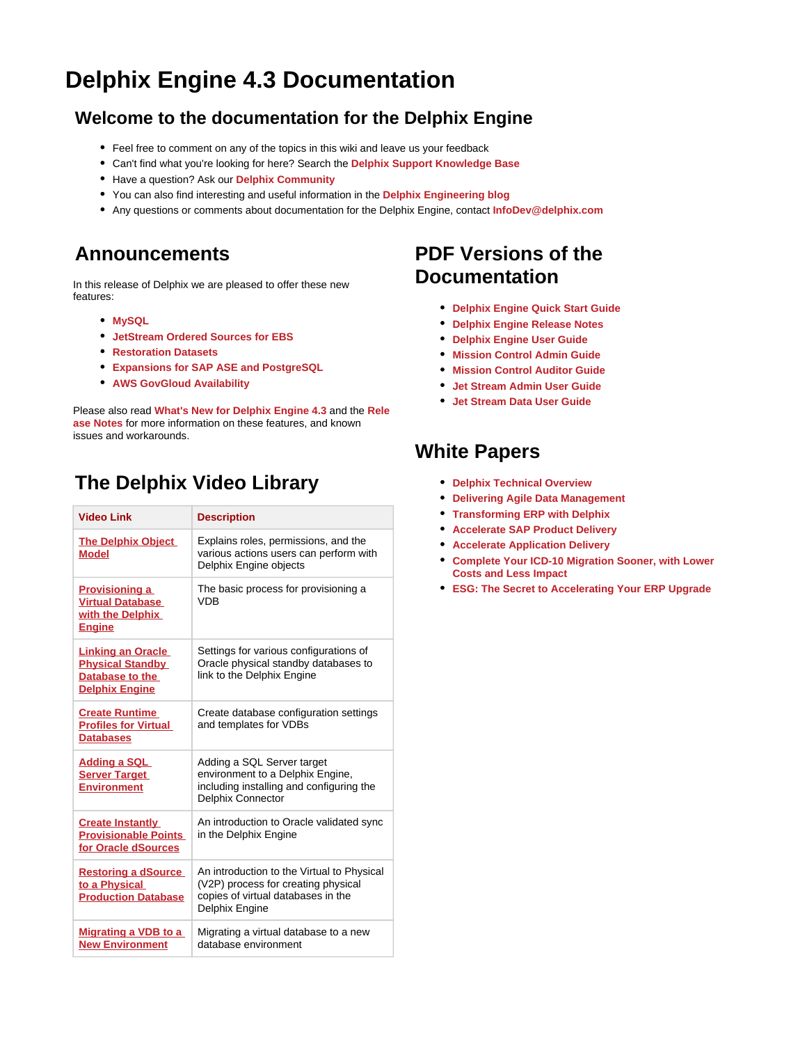# Delphix Engine 4.3 Documentation

## Welcome to the documentation for the Delphix Engine

- Feel free to comment on any of the topics in this wiki and leave us your feedback
- Can't find what you're looking for here? Search the **Delphix Support Knowledge Base**
- Have a question? Ask our **Delphix Community**
- You can also find interesting and useful information in the **Delphix Engineering blog**
- Any questions or comments about documentation for the Delphix Engine, contact **InfoDev@delphix.com**

## Announcements

In this release of Delphix we are pleased to offer these new features:

- **MySQL**
- **JetStream Ordered Sources for EBS**
- **Restoration Datasets**
- **Expansions for SAP ASE and PostgreSQL**
- **AWS GovGloud Availability**

Please also read **What's New for Delphix Engine 4.3** and the **Release Notes** for more information on these features, and known issues and workarounds.

## The Delphix Video Library

| Video Link | Description |
|---|---|
| **The Delphix Object Model** | Explains roles, permissions, and the various actions users can perform with Delphix Engine objects |
| **Provisioning a Virtual Database with the Delphix Engine** | The basic process for provisioning a VDB |
| **Linking an Oracle Physical Standby Database to the Delphix Engine** | Settings for various configurations of Oracle physical standby databases to link to the Delphix Engine |
| **Create Runtime Profiles for Virtual Databases** | Create database configuration settings and templates for VDBs |
| **Adding a SQL Server Target Environment** | Adding a SQL Server target environment to a Delphix Engine, including installing and configuring the Delphix Connector |
| **Create Instantly Provisionable Points for Oracle dSources** | An introduction to Oracle validated sync in the Delphix Engine |
| **Restoring a dSource to a Physical Production Database** | An introduction to the Virtual to Physical (V2P) process for creating physical copies of virtual databases in the Delphix Engine |
| **Migrating a VDB to a New Environment** | Migrating a virtual database to a new database environment |

## PDF Versions of the Documentation

- **Delphix Engine Quick Start Guide**
- **Delphix Engine Release Notes**
- **Delphix Engine User Guide**
- **Mission Control Admin Guide**
- **Mission Control Auditor Guide**
- **Jet Stream Admin User Guide**
- **Jet Stream Data User Guide**

## White Papers

- **Delphix Technical Overview**
- **Delivering Agile Data Management**
- **Transforming ERP with Delphix**
- **Accelerate SAP Product Delivery**
- **Accelerate Application Delivery**
- **Complete Your ICD-10 Migration Sooner, with Lower Costs and Less Impact**
- **ESG: The Secret to Accelerating Your ERP Upgrade**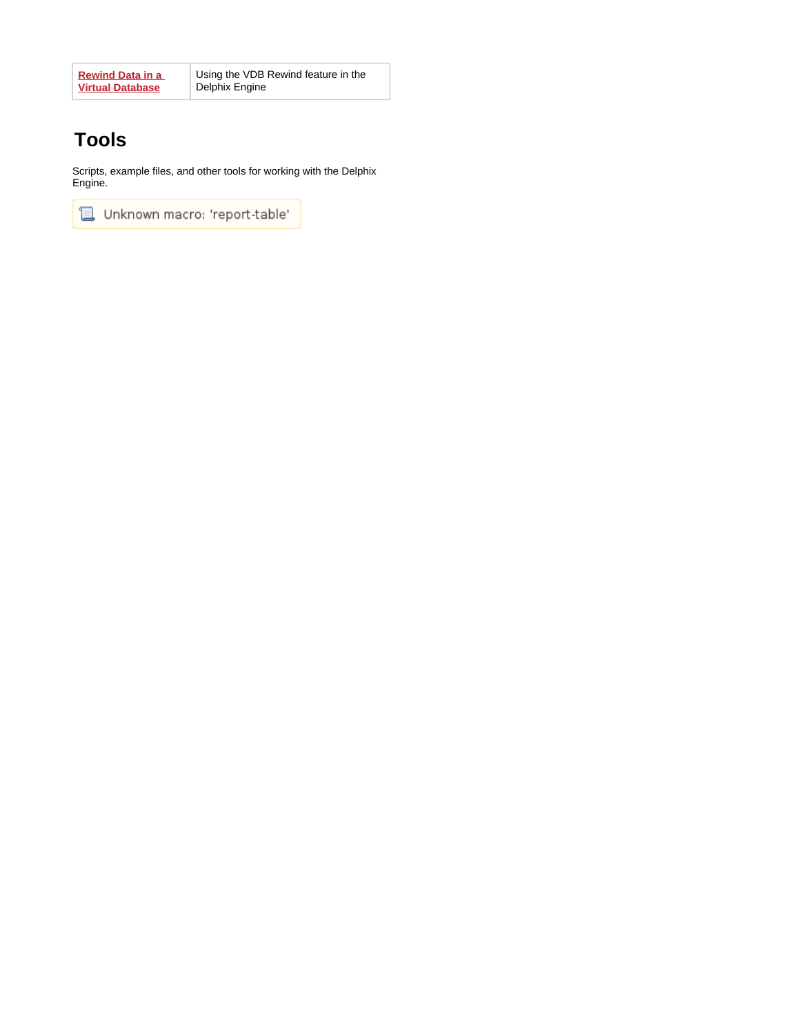| | |
| --- | --- |
| **Rewind Data in a Virtual Database** | Using the VDB Rewind feature in the Delphix Engine |

## Tools

Scripts, example files, and other tools for working with the Delphix Engine.

Unknown macro: 'report-table'